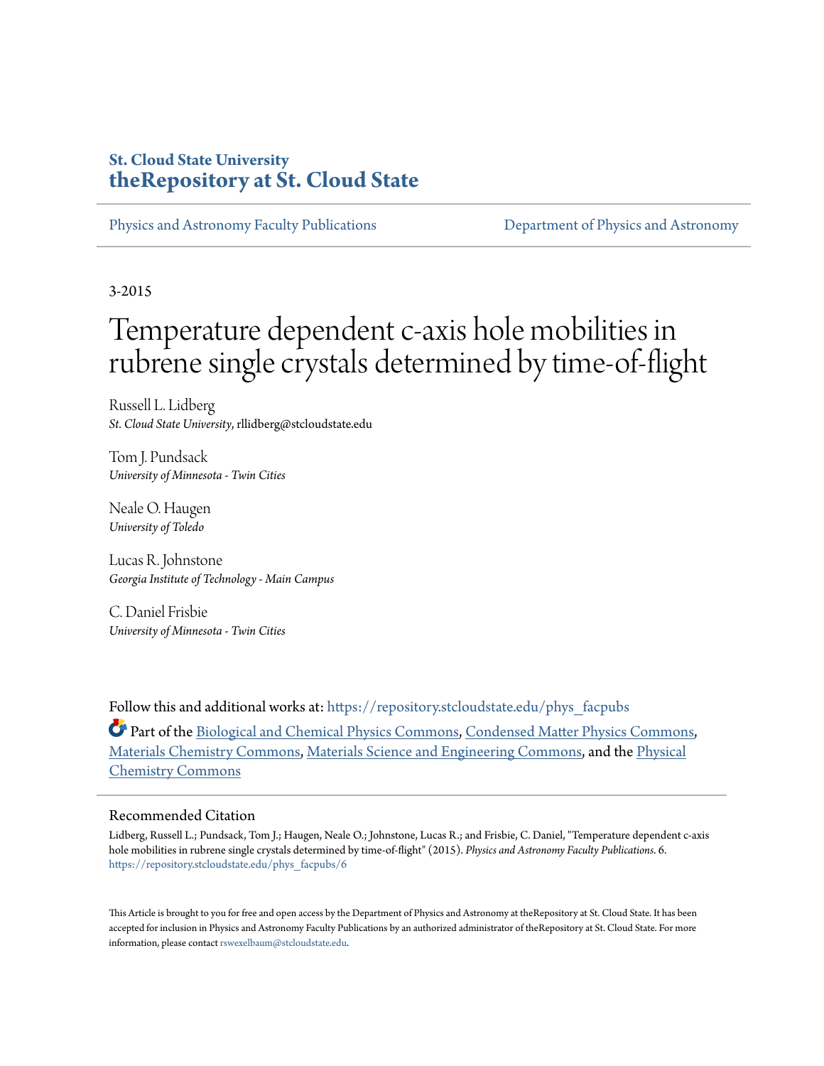**St. Cloud State University**
**theRepository at St. Cloud State**

Physics and Astronomy Faculty Publications | Department of Physics and Astronomy

3-2015

# Temperature dependent c-axis hole mobilities in rubrene single crystals determined by time-of-flight

Russell L. Lidberg
*St. Cloud State University*, rllidberg@stcloudstate.edu

Tom J. Pundsack
*University of Minnesota - Twin Cities*

Neale O. Haugen
*University of Toledo*

Lucas R. Johnstone
*Georgia Institute of Technology - Main Campus*

C. Daniel Frisbie
*University of Minnesota - Twin Cities*

Follow this and additional works at: https://repository.stcloudstate.edu/phys_facpubs

Part of the Biological and Chemical Physics Commons, Condensed Matter Physics Commons, Materials Chemistry Commons, Materials Science and Engineering Commons, and the Physical Chemistry Commons

## Recommended Citation

Lidberg, Russell L.; Pundsack, Tom J.; Haugen, Neale O.; Johnstone, Lucas R.; and Frisbie, C. Daniel, "Temperature dependent c-axis hole mobilities in rubrene single crystals determined by time-of-flight" (2015). *Physics and Astronomy Faculty Publications*. 6.
https://repository.stcloudstate.edu/phys_facpubs/6

This Article is brought to you for free and open access by the Department of Physics and Astronomy at theRepository at St. Cloud State. It has been accepted for inclusion in Physics and Astronomy Faculty Publications by an authorized administrator of theRepository at St. Cloud State. For more information, please contact rswexelbaum@stcloudstate.edu.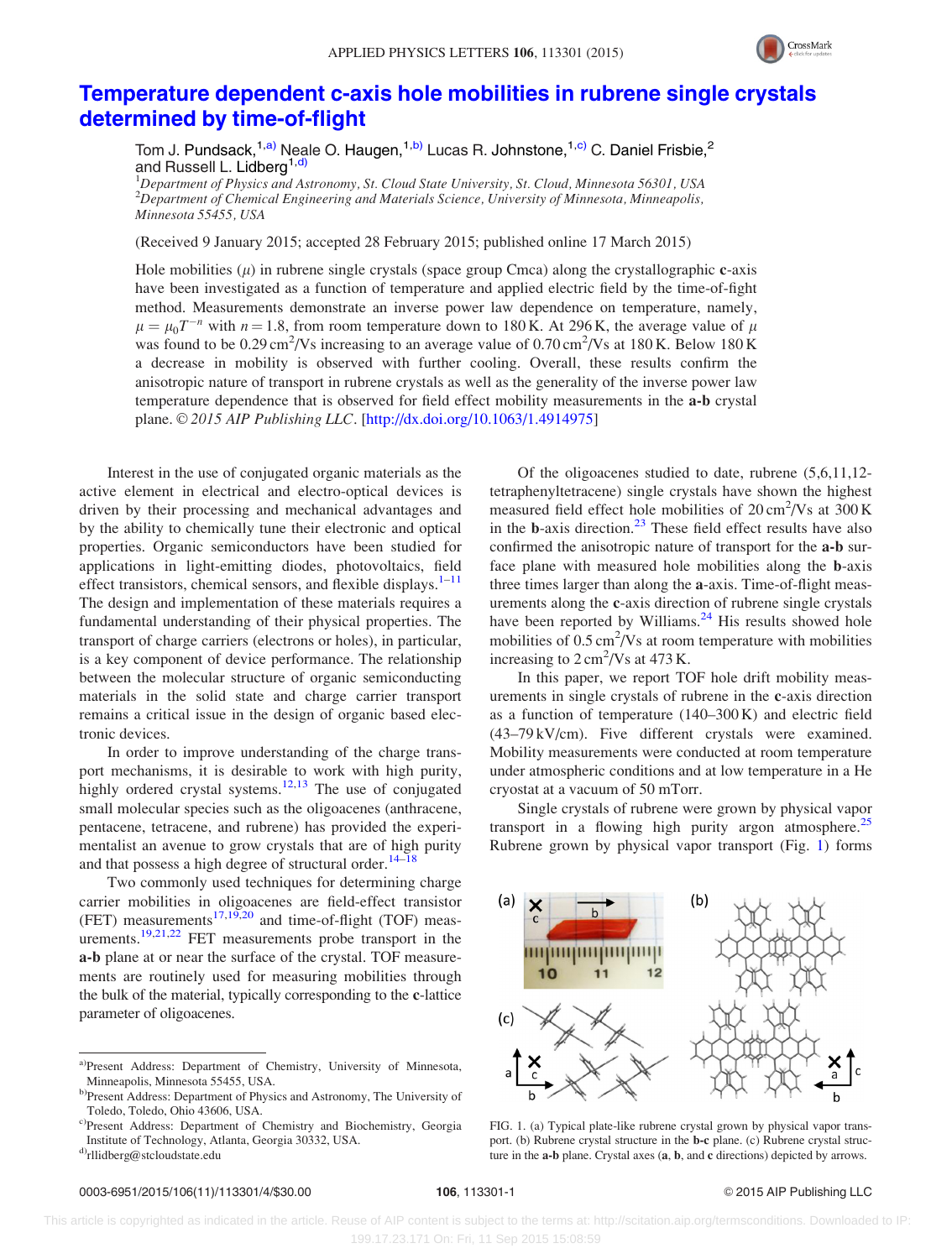# Temperature dependent c-axis hole mobilities in rubrene single crystals determined by time-of-flight

Tom J. Pundsack,[1,a)] Neale O. Haugen,[1,b)] Lucas R. Johnstone,[1,c)] C. Daniel Frisbie,[2] and Russell L. Lidberg[1,d)]

[1]*Department of Physics and Astronomy, St. Cloud State University, St. Cloud, Minnesota 56301, USA*
[2]*Department of Chemical Engineering and Materials Science, University of Minnesota, Minneapolis, Minnesota 55455, USA*

(Received 9 January 2015; accepted 28 February 2015; published online 17 March 2015)

Hole mobilities ($\mu$) in rubrene single crystals (space group Cmca) along the crystallographic **c**-axis have been investigated as a function of temperature and applied electric field by the time-of-flight method. Measurements demonstrate an inverse power law dependence on temperature, namely, $\mu = \mu_0 T^{-n}$ with $n = 1.8$, from room temperature down to 180 K. At 296 K, the average value of $\mu$ was found to be 0.29 cm$^2$/Vs increasing to an average value of 0.70 cm$^2$/Vs at 180 K. Below 180 K a decrease in mobility is observed with further cooling. Overall, these results confirm the anisotropic nature of transport in rubrene crystals as well as the generality of the inverse power law temperature dependence that is observed for field effect mobility measurements in the **a-b** crystal plane. *© 2015 AIP Publishing LLC*. [http://dx.doi.org/10.1063/1.4914975]

Interest in the use of conjugated organic materials as the active element in electrical and electro-optical devices is driven by their processing and mechanical advantages and by the ability to chemically tune their electronic and optical properties. Organic semiconductors have been studied for applications in light-emitting diodes, photovoltaics, field effect transistors, chemical sensors, and flexible displays.[1–11] The design and implementation of these materials requires a fundamental understanding of their physical properties. The transport of charge carriers (electrons or holes), in particular, is a key component of device performance. The relationship between the molecular structure of organic semiconducting materials in the solid state and charge carrier transport remains a critical issue in the design of organic based electronic devices.

In order to improve understanding of the charge transport mechanisms, it is desirable to work with high purity, highly ordered crystal systems.[12,13] The use of conjugated small molecular species such as the oligoacenes (anthracene, pentacene, tetracene, and rubrene) has provided the experimentalist an avenue to grow crystals that are of high purity and that possess a high degree of structural order.[14–18]

Two commonly used techniques for determining charge carrier mobilities in oligoacenes are field-effect transistor (FET) measurements[17,19,20] and time-of-flight (TOF) measurements.[19,21,22] FET measurements probe transport in the **a-b** plane at or near the surface of the crystal. TOF measurements are routinely used for measuring mobilities through the bulk of the material, typically corresponding to the **c**-lattice parameter of oligoacenes.

Of the oligoacenes studied to date, rubrene (5,6,11,12-tetraphenyltetracene) single crystals have shown the highest measured field effect hole mobilities of 20 cm$^2$/Vs at 300 K in the **b**-axis direction.[23] These field effect results have also confirmed the anisotropic nature of transport for the **a-b** surface plane with measured hole mobilities along the **b**-axis three times larger than along the **a**-axis. Time-of-flight measurements along the **c**-axis direction of rubrene single crystals have been reported by Williams.[24] His results showed hole mobilities of 0.5 cm$^2$/Vs at room temperature with mobilities increasing to 2 cm$^2$/Vs at 473 K.

In this paper, we report TOF hole drift mobility measurements in single crystals of rubrene in the **c**-axis direction as a function of temperature (140–300 K) and electric field (43–79 kV/cm). Five different crystals were examined. Mobility measurements were conducted at room temperature under atmospheric conditions and at low temperature in a He cryostat at a vacuum of 50 mTorr.

Single crystals of rubrene were grown by physical vapor transport in a flowing high purity argon atmosphere.[25] Rubrene grown by physical vapor transport (Fig. 1) forms

FIG. 1. (a) Typical plate-like rubrene crystal grown by physical vapor transport. (b) Rubrene crystal structure in the **b-c** plane. (c) Rubrene crystal structure in the **a-b** plane. Crystal axes (**a**, **b**, and **c** directions) depicted by arrows.

---

a)Present Address: Department of Chemistry, University of Minnesota, Minneapolis, Minnesota 55455, USA.
b)Present Address: Department of Physics and Astronomy, The University of Toledo, Toledo, Ohio 43606, USA.
c)Present Address: Department of Chemistry and Biochemistry, Georgia Institute of Technology, Atlanta, Georgia 30332, USA.
d)rllidberg@stcloudstate.edu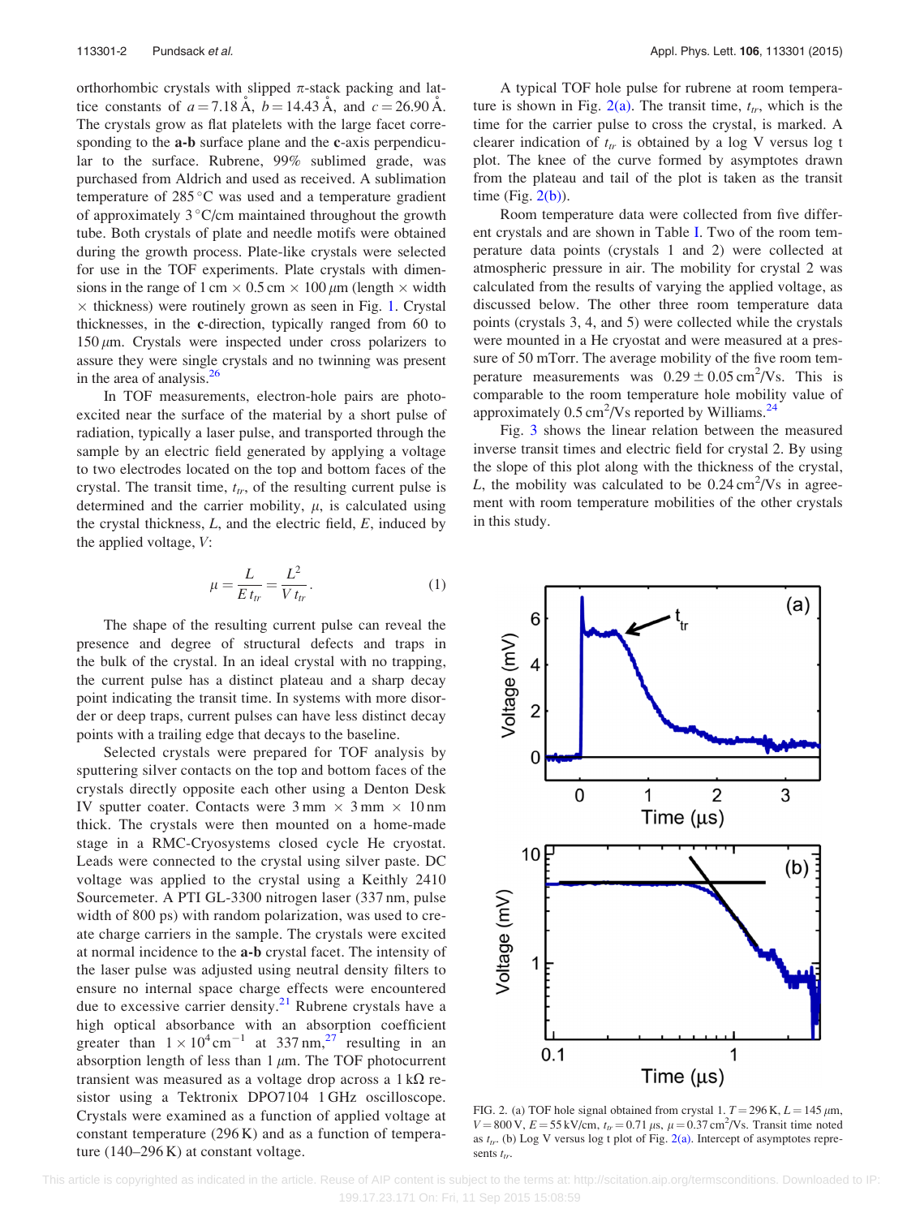orthorhombic crystals with slipped π-stack packing and lattice constants of $a = 7.18$ Å, $b = 14.43$ Å, and $c = 26.90$ Å. The crystals grow as flat platelets with the large facet corresponding to the **a-b** surface plane and the **c**-axis perpendicular to the surface. Rubrene, 99% sublimed grade, was purchased from Aldrich and used as received. A sublimation temperature of 285 °C was used and a temperature gradient of approximately 3 °C/cm maintained throughout the growth tube. Both crystals of plate and needle motifs were obtained during the growth process. Plate-like crystals were selected for use in the TOF experiments. Plate crystals with dimensions in the range of 1 cm × 0.5 cm × 100 μm (length × width × thickness) were routinely grown as seen in Fig. 1. Crystal thicknesses, in the **c**-direction, typically ranged from 60 to 150 μm. Crystals were inspected under cross polarizers to assure they were single crystals and no twinning was present in the area of analysis.[26]

In TOF measurements, electron-hole pairs are photoexcited near the surface of the material by a short pulse of radiation, typically a laser pulse, and transported through the sample by an electric field generated by applying a voltage to two electrodes located on the top and bottom faces of the crystal. The transit time, $t_{tr}$, of the resulting current pulse is determined and the carrier mobility, $\mu$, is calculated using the crystal thickness, $L$, and the electric field, $E$, induced by the applied voltage, $V$:

$$\mu = \frac{L}{E\,t_{tr}} = \frac{L^2}{V\,t_{tr}}. \tag{1}$$

The shape of the resulting current pulse can reveal the presence and degree of structural defects and traps in the bulk of the crystal. In an ideal crystal with no trapping, the current pulse has a distinct plateau and a sharp decay point indicating the transit time. In systems with more disorder or deep traps, current pulses can have less distinct decay points with a trailing edge that decays to the baseline.

Selected crystals were prepared for TOF analysis by sputtering silver contacts on the top and bottom faces of the crystals directly opposite each other using a Denton Desk IV sputter coater. Contacts were 3 mm × 3 mm × 10 nm thick. The crystals were then mounted on a home-made stage in a RMC-Cryosystems closed cycle He cryostat. Leads were connected to the crystal using silver paste. DC voltage was applied to the crystal using a Keithly 2410 Sourcemeter. A PTI GL-3300 nitrogen laser (337 nm, pulse width of 800 ps) with random polarization, was used to create charge carriers in the sample. The crystals were excited at normal incidence to the **a-b** crystal facet. The intensity of the laser pulse was adjusted using neutral density filters to ensure no internal space charge effects were encountered due to excessive carrier density.[21] Rubrene crystals have a high optical absorbance with an absorption coefficient greater than $1 \times 10^4\,\text{cm}^{-1}$ at 337 nm,[27] resulting in an absorption length of less than 1 μm. The TOF photocurrent transient was measured as a voltage drop across a 1 kΩ resistor using a Tektronix DPO7104 1 GHz oscilloscope. Crystals were examined as a function of applied voltage at constant temperature (296 K) and as a function of temperature (140–296 K) at constant voltage.

A typical TOF hole pulse for rubrene at room temperature is shown in Fig. 2(a). The transit time, $t_{tr}$, which is the time for the carrier pulse to cross the crystal, is marked. A clearer indication of $t_{tr}$ is obtained by a log V versus log t plot. The knee of the curve formed by asymptotes drawn from the plateau and tail of the plot is taken as the transit time (Fig. 2(b)).

Room temperature data were collected from five different crystals and are shown in Table I. Two of the room temperature data points (crystals 1 and 2) were collected at atmospheric pressure in air. The mobility for crystal 2 was calculated from the results of varying the applied voltage, as discussed below. The other three room temperature data points (crystals 3, 4, and 5) were collected while the crystals were mounted in a He cryostat and were measured at a pressure of 50 mTorr. The average mobility of the five room temperature measurements was $0.29 \pm 0.05\,\text{cm}^2/\text{Vs}$. This is comparable to the room temperature hole mobility value of approximately $0.5\,\text{cm}^2/\text{Vs}$ reported by Williams.[24]

Fig. 3 shows the linear relation between the measured inverse transit times and electric field for crystal 2. By using the slope of this plot along with the thickness of the crystal, $L$, the mobility was calculated to be $0.24\,\text{cm}^2/\text{Vs}$ in agreement with room temperature mobilities of the other crystals in this study.

FIG. 2. (a) TOF hole signal obtained from crystal 1. $T = 296$ K, $L = 145\,\mu$m, $V = 800$ V, $E = 55$ kV/cm, $t_{tr} = 0.71\,\mu$s, $\mu = 0.37\,\text{cm}^2/\text{Vs}$. Transit time noted as $t_{tr}$. (b) Log V versus log t plot of Fig. 2(a). Intercept of asymptotes represents $t_{tr}$.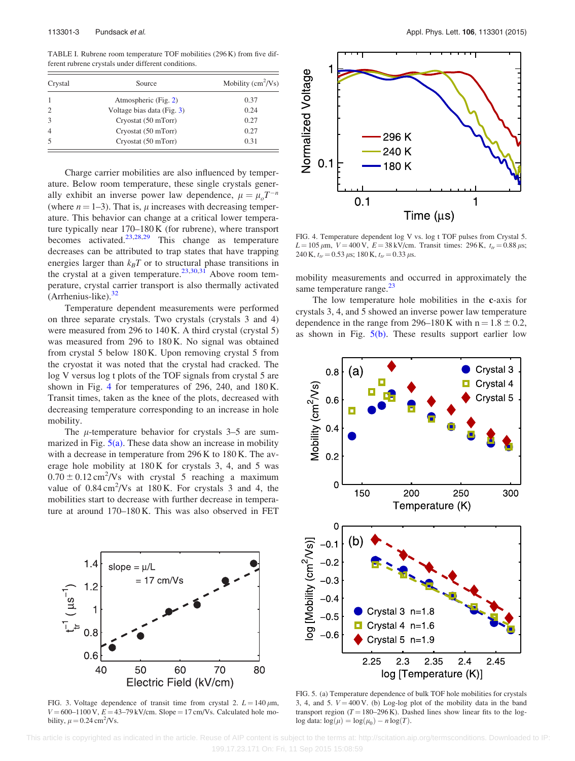TABLE I. Rubrene room temperature TOF mobilities (296 K) from five different rubrene crystals under different conditions.

| Crystal | Source | Mobility ($cm^2$/Vs) |
|---|---|---|
| 1 | Atmospheric (Fig. 2) | 0.37 |
| 2 | Voltage bias data (Fig. 3) | 0.24 |
| 3 | Cryostat (50 mTorr) | 0.27 |
| 4 | Cryostat (50 mTorr) | 0.27 |
| 5 | Cryostat (50 mTorr) | 0.31 |

Charge carrier mobilities are also influenced by temperature. Below room temperature, these single crystals generally exhibit an inverse power law dependence, $\mu = \mu_o T^{-n}$ (where $n = 1$–3). That is, $\mu$ increases with decreasing temperature. This behavior can change at a critical lower temperature typically near 170–180 K (for rubrene), where transport becomes activated.[23,28,29] This change as temperature decreases can be attributed to trap states that have trapping energies larger than $k_B T$ or to structural phase transitions in the crystal at a given temperature.[23,30,31] Above room temperature, crystal carrier transport is also thermally activated (Arrhenius-like).[32]

Temperature dependent measurements were performed on three separate crystals. Two crystals (crystals 3 and 4) were measured from 296 to 140 K. A third crystal (crystal 5) was measured from 296 to 180 K. No signal was obtained from crystal 5 below 180 K. Upon removing crystal 5 from the cryostat it was noted that the crystal had cracked. The log V versus log t plots of the TOF signals from crystal 5 are shown in Fig. 4 for temperatures of 296, 240, and 180 K. Transit times, taken as the knee of the plots, decreased with decreasing temperature corresponding to an increase in hole mobility.

The $\mu$-temperature behavior for crystals 3–5 are summarized in Fig. 5(a). These data show an increase in mobility with a decrease in temperature from 296 K to 180 K. The average hole mobility at 180 K for crystals 3, 4, and 5 was $0.70 \pm 0.12\, cm^2/Vs$ with crystal 5 reaching a maximum value of $0.84\, cm^2/Vs$ at 180 K. For crystals 3 and 4, the mobilities start to decrease with further decrease in temperature at around 170–180 K. This was also observed in FET mobility measurements and occurred in approximately the same temperature range.[23]

The low temperature hole mobilities in the **c**-axis for crystals 3, 4, and 5 showed an inverse power law temperature dependence in the range from 296–180 K with $n = 1.8 \pm 0.2$, as shown in Fig. 5(b). These results support earlier low

FIG. 3. Voltage dependence of transit time from crystal 2. $L = 140\, \mu m$, $V = 600$–$1100$ V, $E = 43$–$79$ kV/cm. Slope = 17 cm/Vs. Calculated hole mobility, $\mu = 0.24\, cm^2/Vs$.

FIG. 4. Temperature dependent log V vs. log t TOF pulses from Crystal 5. $L = 105\, \mu m$, $V = 400$ V, $E = 38$ kV/cm. Transit times: 296 K, $t_{tr} = 0.88\, \mu s$; 240 K, $t_{tr} = 0.53\, \mu s$; 180 K, $t_{tr} = 0.33\, \mu s$.

FIG. 5. (a) Temperature dependence of bulk TOF hole mobilities for crystals 3, 4, and 5. $V = 400$ V. (b) Log-log plot of the mobility data in the band transport region ($T = 180$–$296$ K). Dashed lines show linear fits to the log-log data: $\log(\mu) = \log(\mu_0) - n \log(T)$.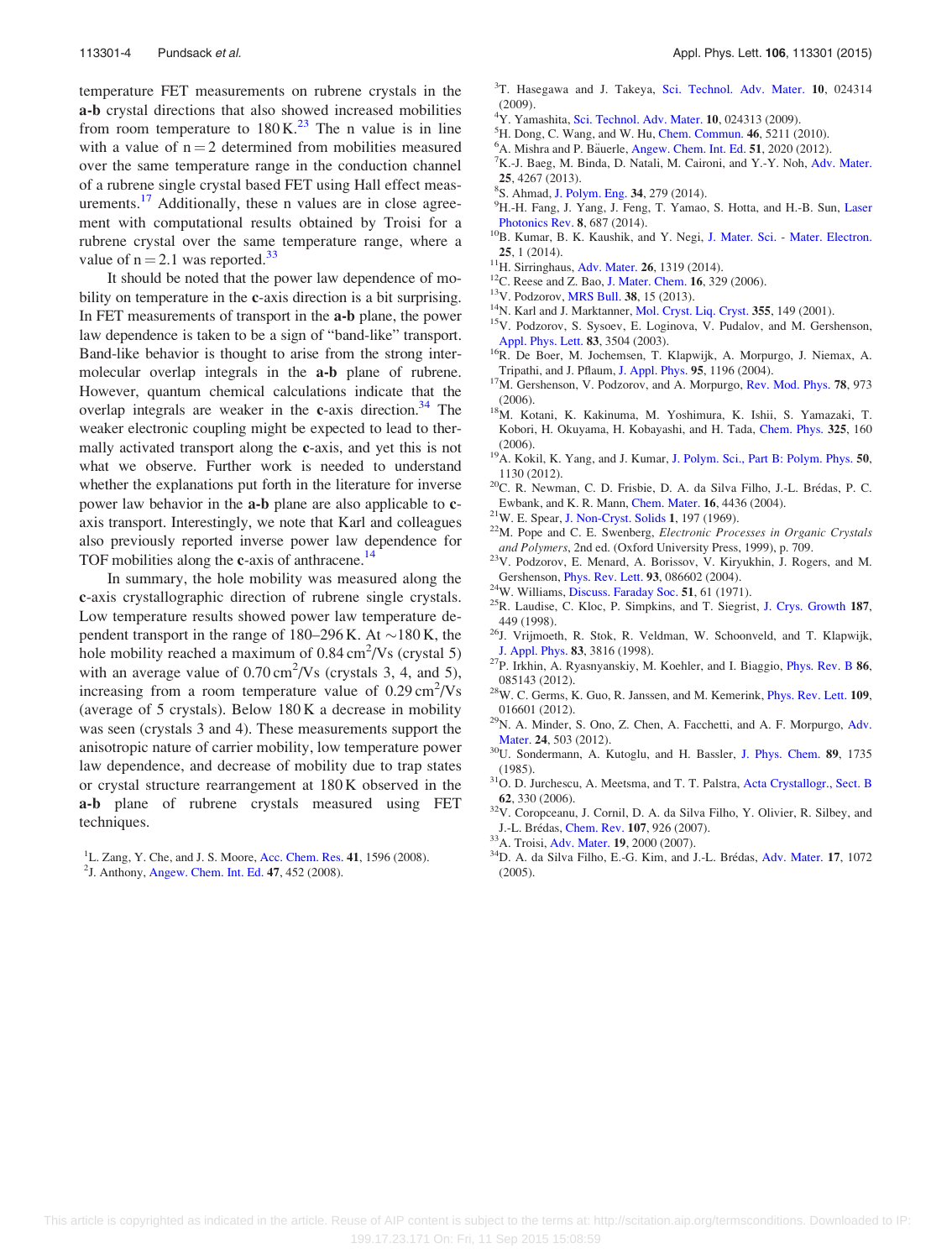temperature FET measurements on rubrene crystals in the **a-b** crystal directions that also showed increased mobilities from room temperature to 180 K.[23] The n value is in line with a value of n = 2 determined from mobilities measured over the same temperature range in the conduction channel of a rubrene single crystal based FET using Hall effect measurements.[17] Additionally, these n values are in close agreement with computational results obtained by Troisi for a rubrene crystal over the same temperature range, where a value of n = 2.1 was reported.[33]

It should be noted that the power law dependence of mobility on temperature in the **c**-axis direction is a bit surprising. In FET measurements of transport in the **a-b** plane, the power law dependence is taken to be a sign of "band-like" transport. Band-like behavior is thought to arise from the strong intermolecular overlap integrals in the **a-b** plane of rubrene. However, quantum chemical calculations indicate that the overlap integrals are weaker in the **c**-axis direction.[34] The weaker electronic coupling might be expected to lead to thermally activated transport along the **c**-axis, and yet this is not what we observe. Further work is needed to understand whether the explanations put forth in the literature for inverse power law behavior in the **a-b** plane are also applicable to **c**-axis transport. Interestingly, we note that Karl and colleagues also previously reported inverse power law dependence for TOF mobilities along the **c**-axis of anthracene.[14]

In summary, the hole mobility was measured along the **c**-axis crystallographic direction of rubrene single crystals. Low temperature results showed power law temperature dependent transport in the range of 180–296 K. At ~180 K, the hole mobility reached a maximum of 0.84 $cm^2$/Vs (crystal 5) with an average value of 0.70 $cm^2$/Vs (crystals 3, 4, and 5), increasing from a room temperature value of 0.29 $cm^2$/Vs (average of 5 crystals). Below 180 K a decrease in mobility was seen (crystals 3 and 4). These measurements support the anisotropic nature of carrier mobility, low temperature power law dependence, and decrease of mobility due to trap states or crystal structure rearrangement at 180 K observed in the **a-b** plane of rubrene crystals measured using FET techniques.

[1] L. Zang, Y. Che, and J. S. Moore, Acc. Chem. Res. **41**, 1596 (2008).
[2] J. Anthony, Angew. Chem. Int. Ed. **47**, 452 (2008).
[3] T. Hasegawa and J. Takeya, Sci. Technol. Adv. Mater. **10**, 024314 (2009).
[4] Y. Yamashita, Sci. Technol. Adv. Mater. **10**, 024313 (2009).
[5] H. Dong, C. Wang, and W. Hu, Chem. Commun. **46**, 5211 (2010).
[6] A. Mishra and P. Bäuerle, Angew. Chem. Int. Ed. **51**, 2020 (2012).
[7] K.-J. Baeg, M. Binda, D. Natali, M. Caironi, and Y.-Y. Noh, Adv. Mater. **25**, 4267 (2013).
[8] S. Ahmad, J. Polym. Eng. **34**, 279 (2014).
[9] H.-H. Fang, J. Yang, J. Feng, T. Yamao, S. Hotta, and H.-B. Sun, Laser Photonics Rev. **8**, 687 (2014).
[10] B. Kumar, B. K. Kaushik, and Y. Negi, J. Mater. Sci. - Mater. Electron. **25**, 1 (2014).
[11] H. Sirringhaus, Adv. Mater. **26**, 1319 (2014).
[12] C. Reese and Z. Bao, J. Mater. Chem. **16**, 329 (2006).
[13] V. Podzorov, MRS Bull. **38**, 15 (2013).
[14] N. Karl and J. Marktanner, Mol. Cryst. Liq. Cryst. **355**, 149 (2001).
[15] V. Podzorov, S. Sysoev, E. Loginova, V. Pudalov, and M. Gershenson, Appl. Phys. Lett. **83**, 3504 (2003).
[16] R. De Boer, M. Jochemsen, T. Klapwijk, A. Morpurgo, J. Niemax, A. Tripathi, and J. Pflaum, J. Appl. Phys. **95**, 1196 (2004).
[17] M. Gershenson, V. Podzorov, and A. Morpurgo, Rev. Mod. Phys. **78**, 973 (2006).
[18] M. Kotani, K. Kakinuma, M. Yoshimura, K. Ishii, S. Yamazaki, T. Kobori, H. Okuyama, H. Kobayashi, and H. Tada, Chem. Phys. **325**, 160 (2006).
[19] A. Kokil, K. Yang, and J. Kumar, J. Polym. Sci., Part B: Polym. Phys. **50**, 1130 (2012).
[20] C. R. Newman, C. D. Frisbie, D. A. da Silva Filho, J.-L. Brédas, P. C. Ewbank, and K. R. Mann, Chem. Mater. **16**, 4436 (2004).
[21] W. E. Spear, J. Non-Cryst. Solids **1**, 197 (1969).
[22] M. Pope and C. E. Swenberg, *Electronic Processes in Organic Crystals and Polymers*, 2nd ed. (Oxford University Press, 1999), p. 709.
[23] V. Podzorov, E. Menard, A. Borissov, V. Kiryukhin, J. Rogers, and M. Gershenson, Phys. Rev. Lett. **93**, 086602 (2004).
[24] W. Williams, Discuss. Faraday Soc. **51**, 61 (1971).
[25] R. Laudise, C. Kloc, P. Simpkins, and T. Siegrist, J. Crys. Growth **187**, 449 (1998).
[26] J. Vrijmoeth, R. Stok, R. Veldman, W. Schoonveld, and T. Klapwijk, J. Appl. Phys. **83**, 3816 (1998).
[27] P. Irkhin, A. Ryasnyanskiy, M. Koehler, and I. Biaggio, Phys. Rev. B **86**, 085143 (2012).
[28] W. C. Germs, K. Guo, R. Janssen, and M. Kemerink, Phys. Rev. Lett. **109**, 016601 (2012).
[29] N. A. Minder, S. Ono, Z. Chen, A. Facchetti, and A. F. Morpurgo, Adv. Mater. **24**, 503 (2012).
[30] U. Sondermann, A. Kutoglu, and H. Bassler, J. Phys. Chem. **89**, 1735 (1985).
[31] O. D. Jurchescu, A. Meetsma, and T. T. Palstra, Acta Crystallogr., Sect. B **62**, 330 (2006).
[32] V. Coropceanu, J. Cornil, D. A. da Silva Filho, Y. Olivier, R. Silbey, and J.-L. Brédas, Chem. Rev. **107**, 926 (2007).
[33] A. Troisi, Adv. Mater. **19**, 2000 (2007).
[34] D. A. da Silva Filho, E.-G. Kim, and J.-L. Brédas, Adv. Mater. **17**, 1072 (2005).